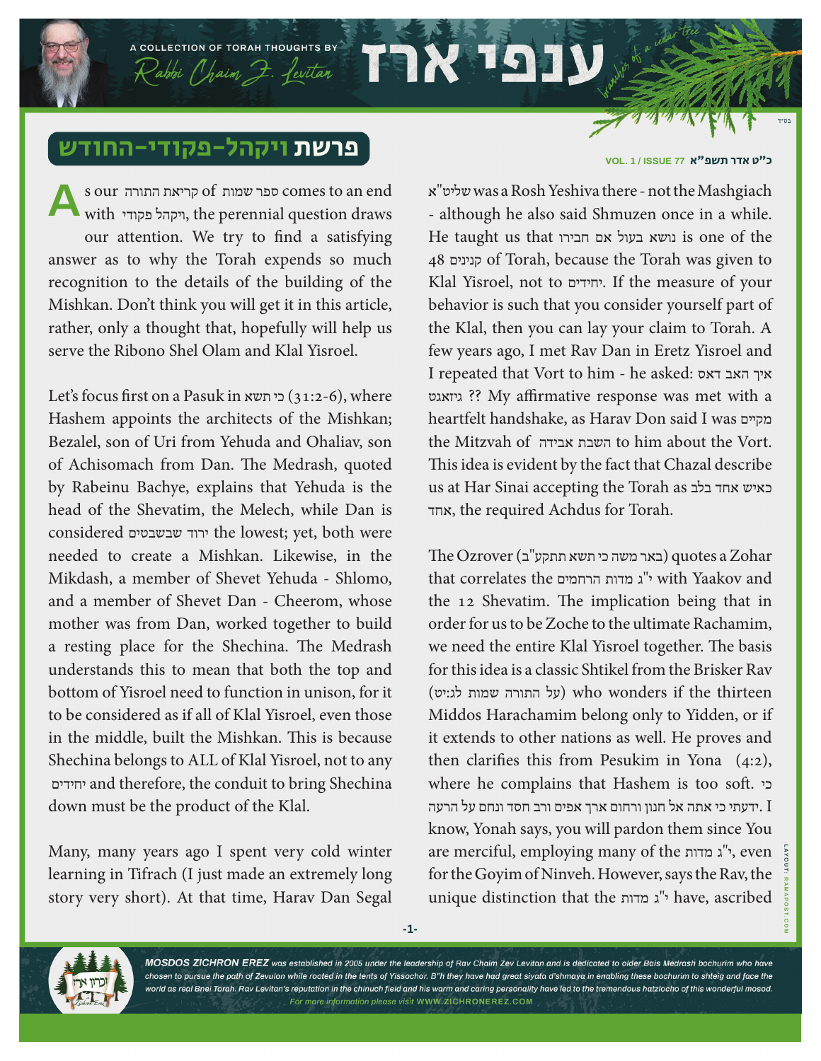# ענפי ארז

A COLLECTION OF TORAH THOUGHTS BY Rabbi Chaim Z. Levitan

בס"ד

## פרשת ויקהל-פקודי-החודש

כ"ט אדר תשפ"א

As our קריאת התורה of ספר שמות comes to an end with ויקהל פקודי, the perennial question draws our attention. We try to find a satisfying answer as to why the Torah expends so much recognition to the details of the building of the Mishkan. Don't think you will get it in this article, rather, only a thought that, hopefully will help us serve the Ribono Shel Olam and Klal Yisroel.

Let's focus first on a Pasuk in כי תשא (31:2-6), where Hashem appoints the architects of the Mishkan; Bezalel, son of Uri from Yehuda and Ohaliav, son of Achisomach from Dan. The Medrash, quoted by Rabeinu Bachye, explains that Yehuda is the head of the Shevatim, the Melech, while Dan is considered ירוד שבשבטים the lowest; yet, both were needed to create a Mishkan. Likewise, in the Mikdash, a member of Shevet Yehuda - Shlomo, and a member of Shevet Dan - Cheerom, whose mother was from Dan, worked together to build a resting place for the Shechina. The Medrash understands this to mean that both the top and bottom of Yisroel need to function in unison, for it to be considered as if all of Klal Yisroel, even those in the middle, built the Mishkan. This is because Shechina belongs to ALL of Klal Yisroel, not to any יחידים and therefore, the conduit to bring Shechina down must be the product of the Klal.

Many, many years ago I spent very cold winter learning in Tifrach (I just made an extremely long story very short). At that time, Harav Dan Segal שליט"א was a Rosh Yeshiva there - not the Mashgiach - although he also said Shmuzen once in a while. He taught us that נושא בעול אם חבירו is one of the 48 קנינים of Torah, because the Torah was given to Klal Yisroel, not to יחידים. If the measure of your behavior is such that you consider yourself part of the Klal, then you can lay your claim to Torah. A few years ago, I met Rav Dan in Eretz Yisroel and I repeated that Vort to him - he asked: איך האב דאס גיזאגט ?? My affirmative response was met with a heartfelt handshake, as Harav Don said I was מקיים the Mitzvah of השבת אבידה to him about the Vort. This idea is evident by the fact that Chazal describe us at Har Sinai accepting the Torah as כאיש אחד בלב אחד, the required Achdus for Torah.

The Ozrover (באר משה כי תשא תתקע"ב) quotes a Zohar that correlates the י"ג מדות הרחמים with Yaakov and the 12 Shevatim. The implication being that in order for us to be Zoche to the ultimate Rachamim, we need the entire Klal Yisroel together. The basis for this idea is a classic Shtikel from the Brisker Rav (על התורה שמות לג:יט) who wonders if the thirteen Middos Harachamim belong only to Yidden, or if it extends to other nations as well. He proves and then clarifies this from Pesukim in Yona (4:2), where he complains that Hashem is too soft. כי ידעתי כי אתה אל חנון ורחום ארך אפים ורב חסד ונחם על הרעה. I know, Yonah says, you will pardon them since You are merciful, employing many of the י"ג מדות, even for the Goyim of Ninveh. However, says the Rav, the unique distinction that the י"ג מדות have, ascribed

**MOSDOS ZICHRON EREZ** *was established in 2005 under the leadership of Rav Chaim Zev Levitan and is dedicated to older Bais Medrash bochurim who have chosen to pursue the path of Zevulon while rooted in the tents of Yissochor. B"h they have had great siyata d'shmaya in enabling these bochurim to shteig and face the world as real Bnei Torah. Rav Levitan's reputation in the chinuch field and his warm and caring personality have led to the tremendous hatzlocho of this wonderful mosod.* For more information please visit WWW.ZICHRONEREZ.COM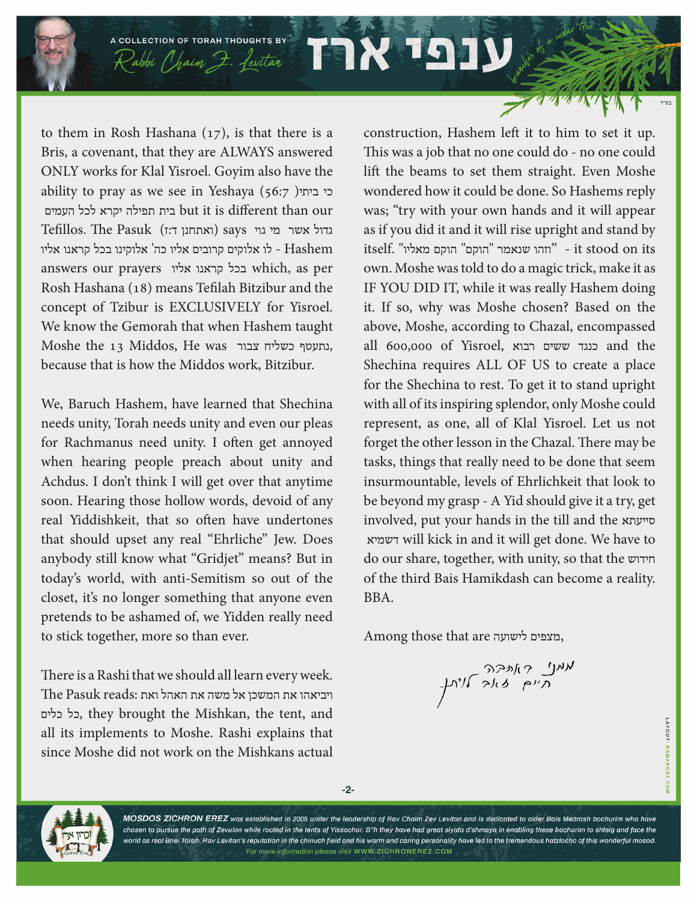to them in Rosh Hashana (17), is that there is a Bris, a covenant, that they are ALWAYS answered ONLY works for Klal Yisroel. Goyim also have the ability to pray as we see in Yeshaya (56:7 'כי ביתי בית תפילה יקרא לכל העמים but it is different than our Tefillos. The Pasuk (ואתחנן ד:ז) says גדול אשר מי גוי לו אלוקים קרובים אליו כה' אלוקינו בכל קראנו אליו - Hashem answers our prayers בכל קראנו אליו which, as per Rosh Hashana (18) means Tefilah Bitzibur and the concept of Tzibur is EXCLUSIVELY for Yisroel. We know the Gemorah that when Hashem taught Moshe the 13 Middos, He was נתעטף כשליח צבור, because that is how the Middos work, Bitzibur.

We, Baruch Hashem, have learned that Shechina needs unity, Torah needs unity and even our pleas for Rachmanus need unity. I often get annoyed when hearing people preach about unity and Achdus. I don't think I will get over that anytime soon. Hearing those hollow words, devoid of any real Yiddishkeit, that so often have undertones that should upset any real "Ehrliche" Jew. Does anybody still know what "Gridjet" means? But in today's world, with anti-Semitism so out of the closet, it's no longer something that anyone even pretends to be ashamed of, we Yidden really need to stick together, more so than ever.

There is a Rashi that we should all learn every week. The Pasuk reads: ויביאהו את המשכן אל משה את האהל ואת כל כלים, they brought the Mishkan, the tent, and all its implements to Moshe. Rashi explains that since Moshe did not work on the Mishkans actual construction, Hashem left it to him to set it up. This was a job that no one could do - no one could lift the beams to set them straight. Even Moshe wondered how it could be done. So Hashems reply was; "try with your own hands and it will appear as if you did it and it will rise upright and stand by itself. "וזהו שנאמר "הוקם" הוקם מאליו" - it stood on its own. Moshe was told to do a magic trick, make it as IF YOU DID IT, while it was really Hashem doing it. If so, why was Moshe chosen? Based on the above, Moshe, according to Chazal, encompassed all 600,000 of Yisroel, כנגד ששים רבוא and the Shechina requires ALL OF US to create a place for the Shechina to rest. To get it to stand upright with all of its inspiring splendor, only Moshe could represent, as one, all of Klal Yisroel. Let us not forget the other lesson in the Chazal. There may be tasks, things that really need to be done that seem insurmountable, levels of Ehrlichkeit that look to be beyond my grasp - A Yid should give it a try, get involved, put your hands in the till and the סייעתא דשמיא will kick in and it will get done. We have to do our share, together, with unity, so that the חידוש of the third Bais Hamikdash can become a reality. BBA.

Among those that are מצפים לישועה,

מאני דאהבה
חיים זאב לויתן

MOSDOS ZICHRON EREZ was established in 2005 under the leadership of Rav Chaim Zev Levitan and is dedicated to older Bais Medrash bochurim who have chosen to pursue the path of Zevulon while rooted in the tents of Yissochor. B"h they have had great siyata d'shmaya in enabling these bochurim to shteig and face the world as real Bnei Torah. Rav Levitan's reputation in the chinuch field and his warm and caring personality have led to the tremendous hatzlocho of this wonderful mosod. For more information please visit WWW.ZICHRONEREZ.COM